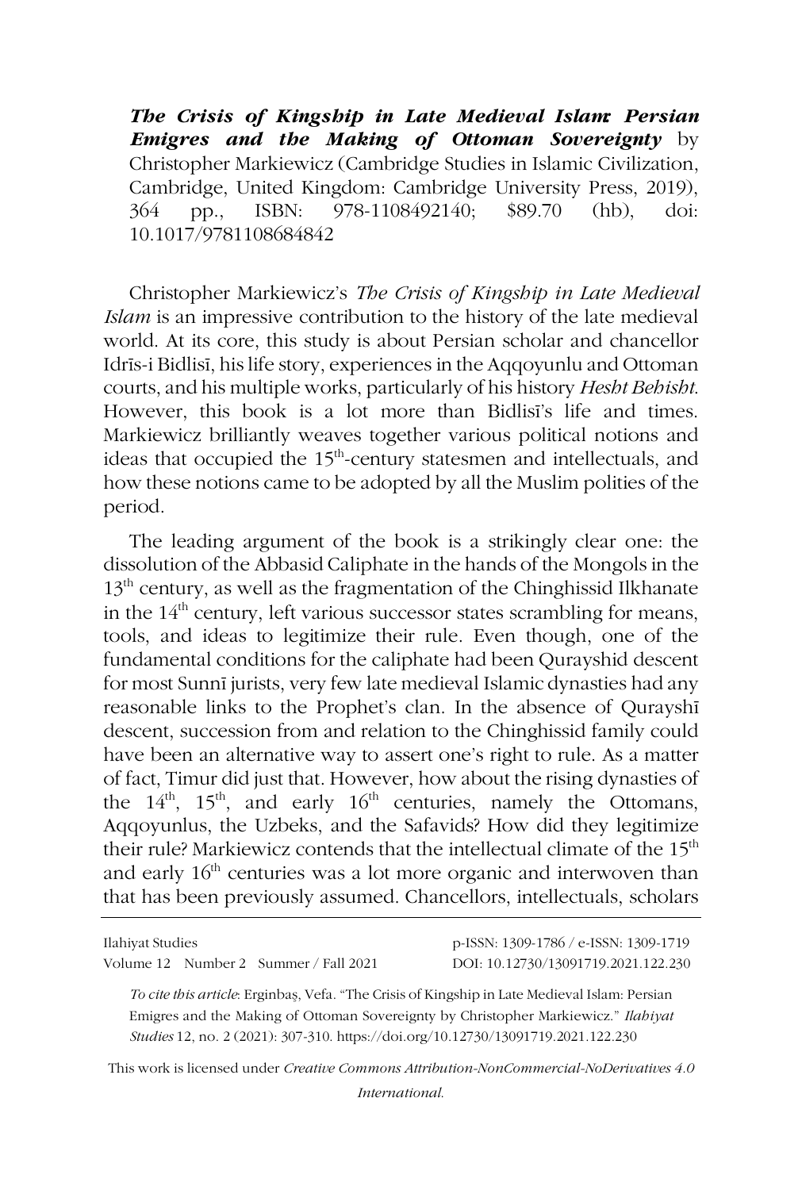***The Crisis of Kingship in Late Medieval Islam: Persian Emigres and the Making of Ottoman Sovereignty*** by Christopher Markiewicz (Cambridge Studies in Islamic Civilization, Cambridge, United Kingdom: Cambridge University Press, 2019), 364 pp., ISBN: 978-1108492140; $89.70 (hb), doi: 10.1017/9781108684842

Christopher Markiewicz's *The Crisis of Kingship in Late Medieval Islam* is an impressive contribution to the history of the late medieval world. At its core, this study is about Persian scholar and chancellor Idrīs-i Bidlisī, his life story, experiences in the Aqqoyunlu and Ottoman courts, and his multiple works, particularly of his history *Hesht Behisht*. However, this book is a lot more than Bidlisī's life and times. Markiewicz brilliantly weaves together various political notions and ideas that occupied the 15th-century statesmen and intellectuals, and how these notions came to be adopted by all the Muslim polities of the period.

The leading argument of the book is a strikingly clear one: the dissolution of the Abbasid Caliphate in the hands of the Mongols in the 13th century, as well as the fragmentation of the Chinghissid Ilkhanate in the 14th century, left various successor states scrambling for means, tools, and ideas to legitimize their rule. Even though, one of the fundamental conditions for the caliphate had been Qurayshid descent for most Sunnī jurists, very few late medieval Islamic dynasties had any reasonable links to the Prophet's clan. In the absence of Qurayshī descent, succession from and relation to the Chinghissid family could have been an alternative way to assert one's right to rule. As a matter of fact, Timur did just that. However, how about the rising dynasties of the 14th, 15th, and early 16th centuries, namely the Ottomans, Aqqoyunlus, the Uzbeks, and the Safavids? How did they legitimize their rule? Markiewicz contends that the intellectual climate of the 15th and early 16th centuries was a lot more organic and interwoven than that has been previously assumed. Chancellors, intellectuals, scholars

*To cite this article*: Erginbaş, Vefa. "The Crisis of Kingship in Late Medieval Islam: Persian Emigres and the Making of Ottoman Sovereignty by Christopher Markiewicz." *Ilahiyat Studies* 12, no. 2 (2021): 307-310. https://doi.org/10.12730/13091719.2021.122.230

This work is licensed under *Creative Commons Attribution-NonCommercial-NoDerivatives 4.0 International.*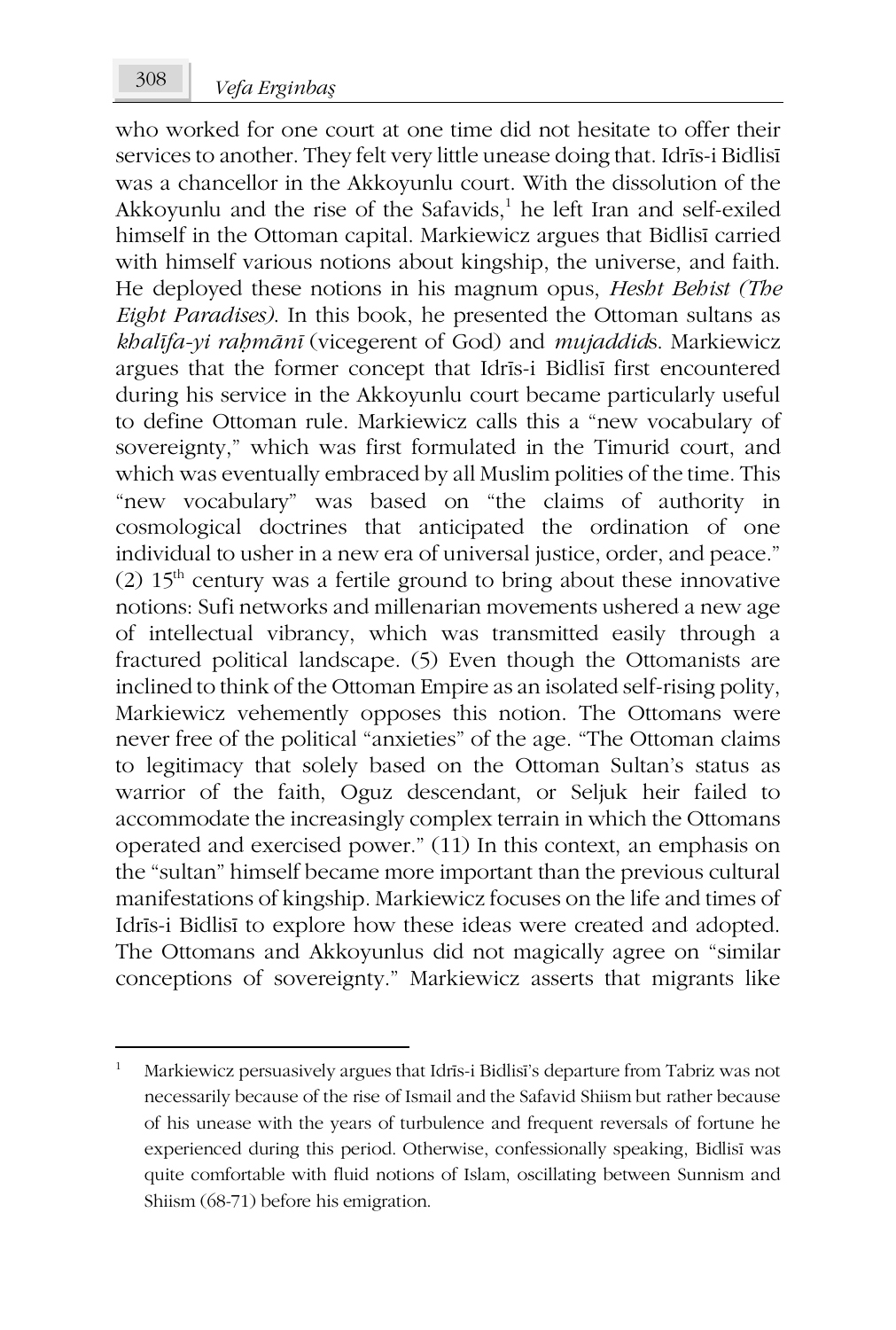who worked for one court at one time did not hesitate to offer their services to another. They felt very little unease doing that. Idrīs-i Bidlisī was a chancellor in the Akkoyunlu court. With the dissolution of the Akkoyunlu and the rise of the Safavids,[1] he left Iran and self-exiled himself in the Ottoman capital. Markiewicz argues that Bidlisī carried with himself various notions about kingship, the universe, and faith. He deployed these notions in his magnum opus, *Hesht Behist (The Eight Paradises)*. In this book, he presented the Ottoman sultans as *khalīfa-yi raḥmānī* (vicegerent of God) and *mujaddid*s. Markiewicz argues that the former concept that Idrīs-i Bidlisī first encountered during his service in the Akkoyunlu court became particularly useful to define Ottoman rule. Markiewicz calls this a "new vocabulary of sovereignty," which was first formulated in the Timurid court, and which was eventually embraced by all Muslim polities of the time. This "new vocabulary" was based on "the claims of authority in cosmological doctrines that anticipated the ordination of one individual to usher in a new era of universal justice, order, and peace." (2) 15th century was a fertile ground to bring about these innovative notions: Sufi networks and millenarian movements ushered a new age of intellectual vibrancy, which was transmitted easily through a fractured political landscape. (5) Even though the Ottomanists are inclined to think of the Ottoman Empire as an isolated self-rising polity, Markiewicz vehemently opposes this notion. The Ottomans were never free of the political "anxieties" of the age. "The Ottoman claims to legitimacy that solely based on the Ottoman Sultan's status as warrior of the faith, Oguz descendant, or Seljuk heir failed to accommodate the increasingly complex terrain in which the Ottomans operated and exercised power." (11) In this context, an emphasis on the "sultan" himself became more important than the previous cultural manifestations of kingship. Markiewicz focuses on the life and times of Idrīs-i Bidlisī to explore how these ideas were created and adopted. The Ottomans and Akkoyunlus did not magically agree on "similar conceptions of sovereignty." Markiewicz asserts that migrants like

[1] Markiewicz persuasively argues that Idrīs-i Bidlisī's departure from Tabriz was not necessarily because of the rise of Ismail and the Safavid Shiism but rather because of his unease with the years of turbulence and frequent reversals of fortune he experienced during this period. Otherwise, confessionally speaking, Bidlisī was quite comfortable with fluid notions of Islam, oscillating between Sunnism and Shiism (68-71) before his emigration.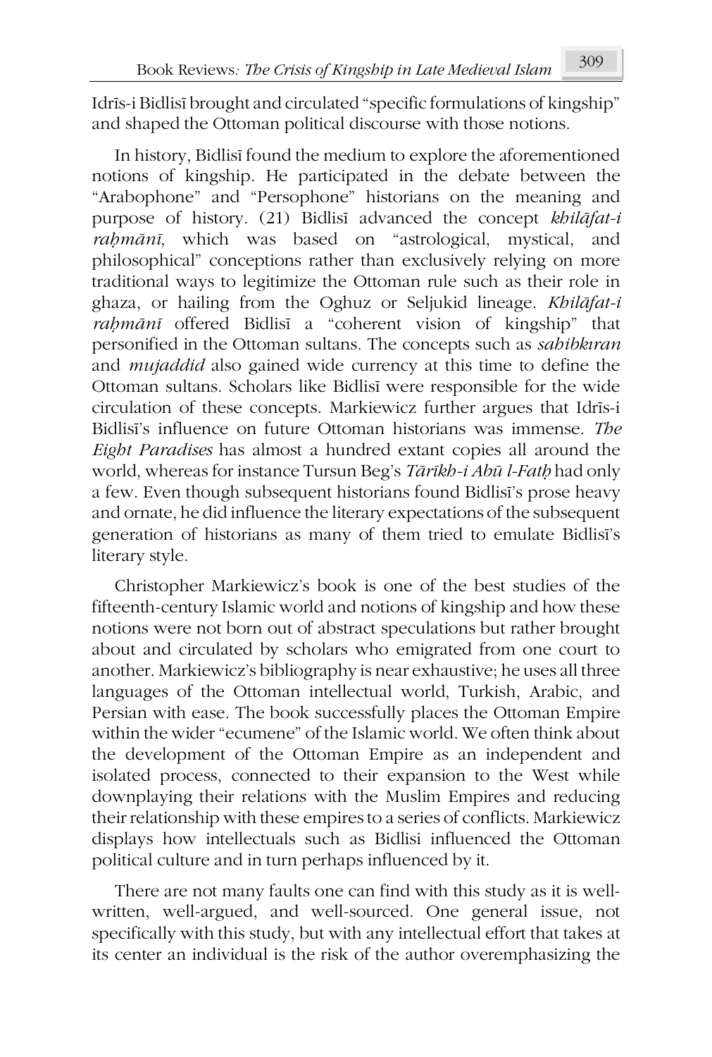Idrīs-i Bidlisī brought and circulated "specific formulations of kingship" and shaped the Ottoman political discourse with those notions.

In history, Bidlisī found the medium to explore the aforementioned notions of kingship. He participated in the debate between the "Arabophone" and "Persophone" historians on the meaning and purpose of history. (21) Bidlisī advanced the concept *khilāfat-i raḥmānī*, which was based on "astrological, mystical, and philosophical" conceptions rather than exclusively relying on more traditional ways to legitimize the Ottoman rule such as their role in ghaza, or hailing from the Oghuz or Seljukid lineage. *Khilāfat-i raḥmānī* offered Bidlisī a "coherent vision of kingship" that personified in the Ottoman sultans. The concepts such as *sahibkıran* and *mujaddid* also gained wide currency at this time to define the Ottoman sultans. Scholars like Bidlisī were responsible for the wide circulation of these concepts. Markiewicz further argues that Idrīs-i Bidlisī's influence on future Ottoman historians was immense. *The Eight Paradises* has almost a hundred extant copies all around the world, whereas for instance Tursun Beg's *Tārīkh-i Abū l-Fatḥ* had only a few. Even though subsequent historians found Bidlisī's prose heavy and ornate, he did influence the literary expectations of the subsequent generation of historians as many of them tried to emulate Bidlisī's literary style.

Christopher Markiewicz's book is one of the best studies of the fifteenth-century Islamic world and notions of kingship and how these notions were not born out of abstract speculations but rather brought about and circulated by scholars who emigrated from one court to another. Markiewicz's bibliography is near exhaustive; he uses all three languages of the Ottoman intellectual world, Turkish, Arabic, and Persian with ease. The book successfully places the Ottoman Empire within the wider "ecumene" of the Islamic world. We often think about the development of the Ottoman Empire as an independent and isolated process, connected to their expansion to the West while downplaying their relations with the Muslim Empires and reducing their relationship with these empires to a series of conflicts. Markiewicz displays how intellectuals such as Bidlisi influenced the Ottoman political culture and in turn perhaps influenced by it.

There are not many faults one can find with this study as it is well-written, well-argued, and well-sourced. One general issue, not specifically with this study, but with any intellectual effort that takes at its center an individual is the risk of the author overemphasizing the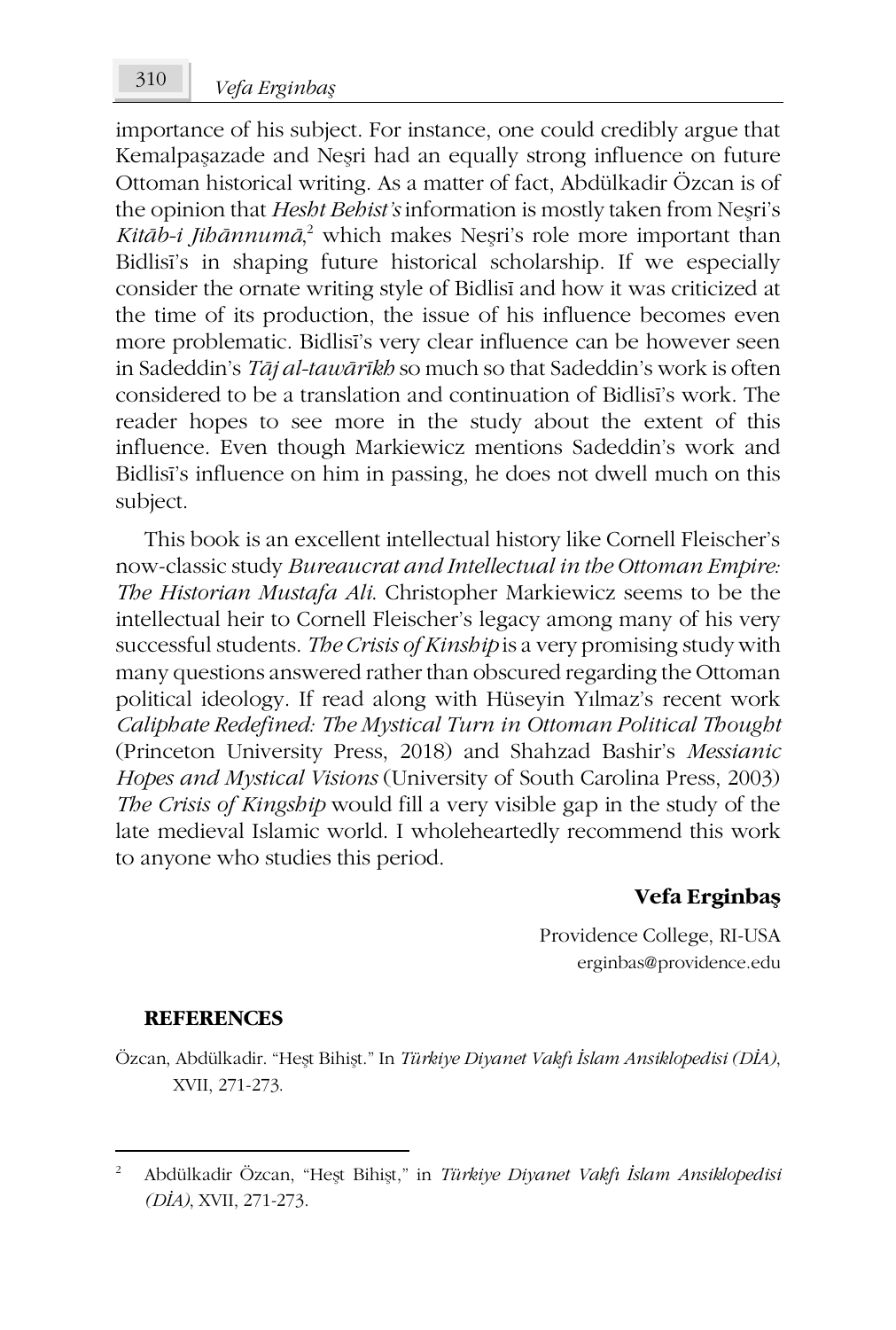importance of his subject. For instance, one could credibly argue that Kemalpaşazade and Neşri had an equally strong influence on future Ottoman historical writing. As a matter of fact, Abdülkadir Özcan is of the opinion that *Hesht Behist's* information is mostly taken from Neşri's *Kitāb-i Jihānnumā*,[2] which makes Neşri's role more important than Bidlisī's in shaping future historical scholarship. If we especially consider the ornate writing style of Bidlisī and how it was criticized at the time of its production, the issue of his influence becomes even more problematic. Bidlisī's very clear influence can be however seen in Sadeddin's *Tāj al-tawārīkh* so much so that Sadeddin's work is often considered to be a translation and continuation of Bidlisī's work. The reader hopes to see more in the study about the extent of this influence. Even though Markiewicz mentions Sadeddin's work and Bidlisī's influence on him in passing, he does not dwell much on this subject.

This book is an excellent intellectual history like Cornell Fleischer's now-classic study *Bureaucrat and Intellectual in the Ottoman Empire: The Historian Mustafa Ali*. Christopher Markiewicz seems to be the intellectual heir to Cornell Fleischer's legacy among many of his very successful students. *The Crisis of Kinship* is a very promising study with many questions answered rather than obscured regarding the Ottoman political ideology. If read along with Hüseyin Yılmaz's recent work *Caliphate Redefined: The Mystical Turn in Ottoman Political Thought* (Princeton University Press, 2018) and Shahzad Bashir's *Messianic Hopes and Mystical Visions* (University of South Carolina Press, 2003) *The Crisis of Kingship* would fill a very visible gap in the study of the late medieval Islamic world. I wholeheartedly recommend this work to anyone who studies this period.

**Vefa Erginbaş**

Providence College, RI-USA
erginbas@providence.edu

**REFERENCES**

Özcan, Abdülkadir. "Heşt Bihişt." In *Türkiye Diyanet Vakfı İslam Ansiklopedisi (DİA)*, XVII, 271-273.

---

[2] Abdülkadir Özcan, "Heşt Bihişt," in *Türkiye Diyanet Vakfı İslam Ansiklopedisi (DİA)*, XVII, 271-273.